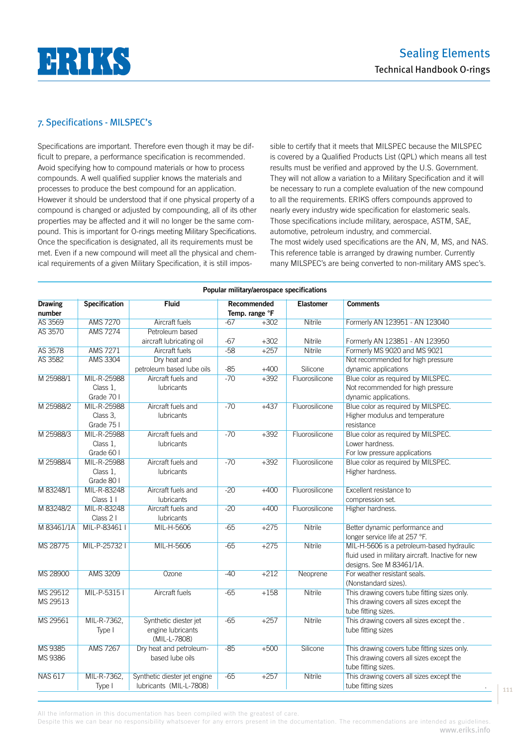## 7. Specifications - MILSPEC's

Specifications are important. Therefore even though it may be difficult to prepare, a performance specification is recommended. Avoid specifying how to compound materials or how to process compounds. A well qualified supplier knows the materials and processes to produce the best compound for an application. However it should be understood that if one physical property of a compound is changed or adjusted by compounding, all of its other properties may be affected and it will no longer be the same compound. This is important for O-rings meeting Military Specifications. Once the specification is designated, all its requirements must be met. Even if a new compound will meet all the physical and chemical requirements of a given Military Specification, it is still impossible to certify that it meets that MILSPEC because the MILSPEC is covered by a Qualified Products List (QPL) which means all test results must be verified and approved by the U.S. Government. They will not allow a variation to a Military Specification and it will be necessary to run a complete evaluation of the new compound to all the requirements. ERIKS offers compounds approved to nearly every industry wide specification for elastomeric seals. Those specifications include military, aerospace, ASTM, SAE, automotive, petroleum industry, and commercial.
The most widely used specifications are the AN, M, MS, and NAS. This reference table is arranged by drawing number. Currently many MILSPEC's are being converted to non-military AMS spec's.

**Popular military/aerospace specifications**

| Drawing number | Specification | Fluid | Recommended Temp. range °F | | Elastomer | Comments |
|---|---|---|---|---|---|---|
| AS 3569 | AMS 7270 | Aircraft fuels | -67 | +302 | Nitrile | Formerly AN 123951 - AN 123040 |
| AS 3570 | AMS 7274 | Petroleum based aircraft lubricating oil | -67 | +302 | Nitrile | Formerly AN 123851 - AN 123950 |
| AS 3578 | AMS 7271 | Aircraft fuels | -58 | +257 | Nitrile | Formerly MS 9020 and MS 9021 |
| AS 3582 | AMS 3304 | Dry heat and petroleum based lube oils | -85 | +400 | Silicone | Not recommended for high pressure dynamic applications |
| M 25988/1 | MIL-R-25988 Class 1, Grade 70 I | Aircraft fuels and lubricants | -70 | +392 | Fluorosilicone | Blue color as required by MILSPEC. Not recommended for high pressure dynamic applications. |
| M 25988/2 | MIL-R-25988 Class 3, Grade 75 I | Aircraft fuels and lubricants | -70 | +437 | Fluorosilicone | Blue color as required by MILSPEC. Higher modulus and temperature resistance |
| M 25988/3 | MIL-R-25988 Class 1, Grade 60 I | Aircraft fuels and lubricants | -70 | +392 | Fluorosilicone | Blue color as required by MILSPEC. Lower hardness. For low pressure applications |
| M 25988/4 | MIL-R-25988 Class 1, Grade 80 I | Aircraft fuels and lubricants | -70 | +392 | Fluorosilicone | Blue color as required by MILSPEC. Higher hardness. |
| M 83248/1 | MIL-R-83248 Class 1 I | Aircraft fuels and lubricants | -20 | +400 | Fluorosilicone | Excellent resistance to compression set. |
| M 83248/2 | MIL-R-83248 Class 2 I | Aircraft fuels and lubricants | -20 | +400 | Fluorosilicone | Higher hardness. |
| M 83461/1A | MIL-P-83461 I | MIL-H-5606 | -65 | +275 | Nitrile | Better dynamic performance and longer service life at 257 °F. |
| MS 28775 | MIL-P-25732 I | MIL-H-5606 | -65 | +275 | Nitrile | MIL-H-5606 is a petroleum-based hydraulic fluid used in military aircraft. Inactive for new designs. See M 83461/1A. |
| MS 28900 | AMS 3209 | Ozone | -40 | +212 | Neoprene | For weather resistant seals. (Nonstandard sizes). |
| MS 29512<br>MS 29513 | MIL-P-5315 I | Aircraft fuels | -65 | +158 | Nitrile | This drawing covers tube fitting sizes only.<br>This drawing covers all sizes except the tube fitting sizes. |
| MS 29561 | MIL-R-7362, Type I | Synthetic diester jet engine lubricants (MIL-L-7808) | -65 | +257 | Nitrile | This drawing covers all sizes except the . tube fitting sizes |
| MS 9385<br>MS 9386 | AMS 7267 | Dry heat and petroleum-based lube oils | -85 | +500 | Silicone | This drawing covers tube fitting sizes only.<br>This drawing covers all sizes except the tube fitting sizes. |
| NAS 617 | MIL-R-7362, Type I | Synthetic diester jet engine lubricants (MIL-L-7808) | -65 | +257 | Nitrile | This drawing covers all sizes except the tube fitting sizes |

All the information in this documentation has been compiled with the greatest of care.
Despite this we can bear no responsibility whatsoever for any errors present in the documentation. The recommendations are intended as guidelines.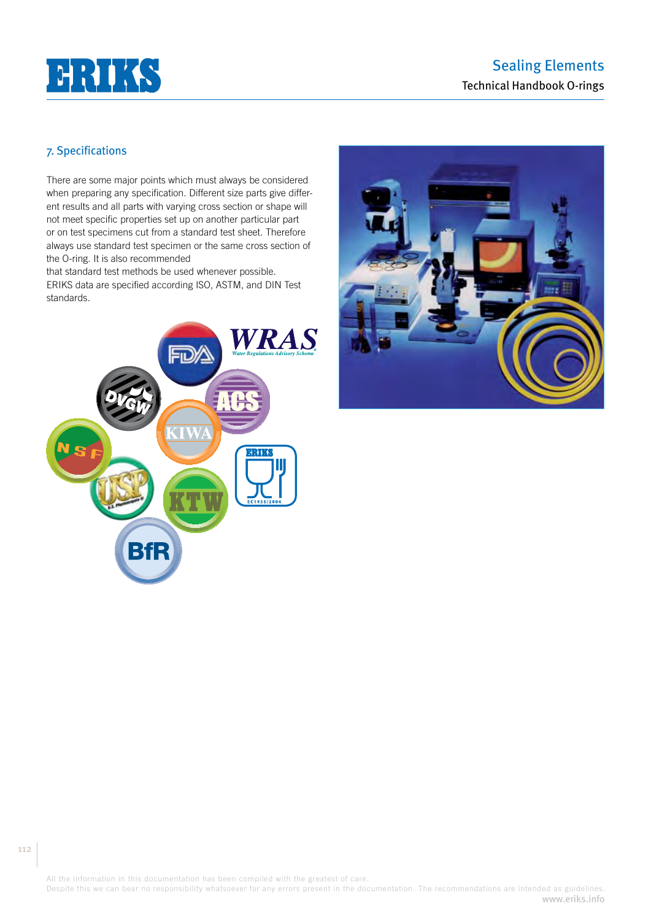## 7. Specifications

There are some major points which must always be considered when preparing any specification. Different size parts give different results and all parts with varying cross section or shape will not meet specific properties set up on another particular part or on test specimens cut from a standard test sheet. Therefore always use standard test specimen or the same cross section of the O-ring. It is also recommended that standard test methods be used whenever possible. ERIKS data are specified according ISO, ASTM, and DIN Test standards.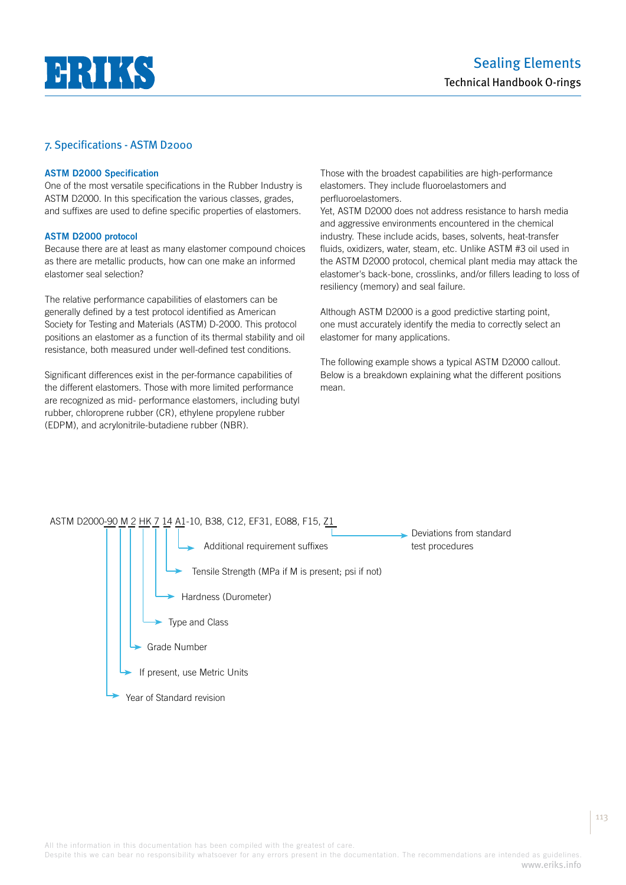## 7. Specifications - ASTM D2000

### ASTM D2000 Specification

One of the most versatile specifications in the Rubber Industry is ASTM D2000. In this specification the various classes, grades, and suffixes are used to define specific properties of elastomers.

### ASTM D2000 protocol

Because there are at least as many elastomer compound choices as there are metallic products, how can one make an informed elastomer seal selection?

The relative performance capabilities of elastomers can be generally defined by a test protocol identified as American Society for Testing and Materials (ASTM) D-2000. This protocol positions an elastomer as a function of its thermal stability and oil resistance, both measured under well-defined test conditions.

Significant differences exist in the per-formance capabilities of the different elastomers. Those with more limited performance are recognized as mid- performance elastomers, including butyl rubber, chloroprene rubber (CR), ethylene propylene rubber (EDPM), and acrylonitrile-butadiene rubber (NBR).

Those with the broadest capabilities are high-performance elastomers. They include fluoroelastomers and perfluoroelastomers.

Yet, ASTM D2000 does not address resistance to harsh media and aggressive environments encountered in the chemical industry. These include acids, bases, solvents, heat-transfer fluids, oxidizers, water, steam, etc. Unlike ASTM #3 oil used in the ASTM D2000 protocol, chemical plant media may attack the elastomer's back-bone, crosslinks, and/or fillers leading to loss of resiliency (memory) and seal failure.

Although ASTM D2000 is a good predictive starting point, one must accurately identify the media to correctly select an elastomer for many applications.

The following example shows a typical ASTM D2000 callout. Below is a breakdown explaining what the different positions mean.

ASTM D2000-90 M 2 HK 7 14 A1-10, B38, C12, EF31, EO88, F15, Z1

- 90 → Year of Standard revision
- M → If present, use Metric Units
- 2 → Grade Number
- HK → Type and Class
- 7 → Hardness (Durometer)
- 14 → Tensile Strength (MPa if M is present; psi if not)
- A1-10, B38, C12, EF31, EO88, F15 → Additional requirement suffixes
- Z1 → Deviations from standard test procedures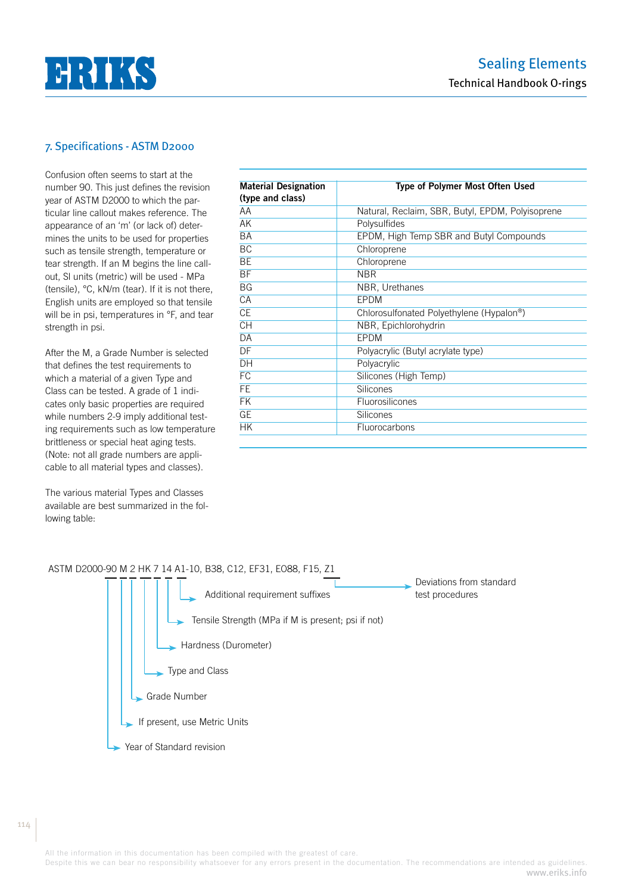## 7. Specifications - ASTM D2000

Confusion often seems to start at the number 90. This just defines the revision year of ASTM D2000 to which the particular line callout makes reference. The appearance of an 'm' (or lack of) determines the units to be used for properties such as tensile strength, temperature or tear strength. If an M begins the line callout, SI units (metric) will be used - MPa (tensile), °C, kN/m (tear). If it is not there, English units are employed so that tensile will be in psi, temperatures in °F, and tear strength in psi.

After the M, a Grade Number is selected that defines the test requirements to which a material of a given Type and Class can be tested. A grade of 1 indicates only basic properties are required while numbers 2-9 imply additional testing requirements such as low temperature brittleness or special heat aging tests. (Note: not all grade numbers are applicable to all material types and classes).

The various material Types and Classes available are best summarized in the following table:

| Material Designation (type and class) | Type of Polymer Most Often Used |
|---|---|
| AA | Natural, Reclaim, SBR, Butyl, EPDM, Polyisoprene |
| AK | Polysulfides |
| BA | EPDM, High Temp SBR and Butyl Compounds |
| BC | Chloroprene |
| BE | Chloroprene |
| BF | NBR |
| BG | NBR, Urethanes |
| CA | EPDM |
| CE | Chlorosulfonated Polyethylene (Hypalon®) |
| CH | NBR, Epichlorohydrin |
| DA | EPDM |
| DF | Polyacrylic (Butyl acrylate type) |
| DH | Polyacrylic |
| FC | Silicones (High Temp) |
| FE | Silicones |
| FK | Fluorosilicones |
| GE | Silicones |
| HK | Fluorocarbons |

ASTM D2000-90 M 2 HK 7 14 A1-10, B38, C12, EF31, EO88, F15, Z1

- 90 → Year of Standard revision
- M → If present, use Metric Units
- 2 → Grade Number
- HK → Type and Class
- 7 → Hardness (Durometer)
- 14 → Tensile Strength (MPa if M is present; psi if not)
- A1-10, B38, C12, EF31, EO88, F15 → Additional requirement suffixes
- Z1 → Deviations from standard test procedures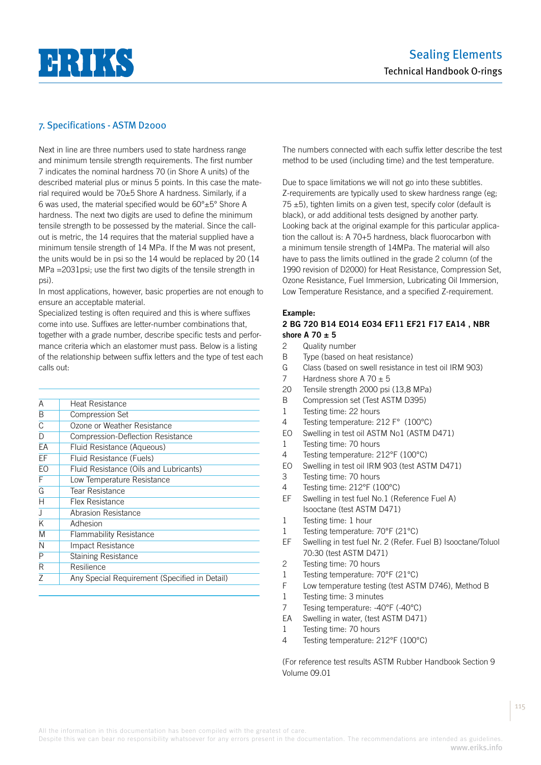## 7. Specifications - ASTM D2000

Next in line are three numbers used to state hardness range and minimum tensile strength requirements. The first number 7 indicates the nominal hardness 70 (in Shore A units) of the described material plus or minus 5 points. In this case the material required would be 70±5 Shore A hardness. Similarly, if a 6 was used, the material specified would be 60°±5° Shore A hardness. The next two digits are used to define the minimum tensile strength to be possessed by the material. Since the callout is metric, the 14 requires that the material supplied have a minimum tensile strength of 14 MPa. If the M was not present, the units would be in psi so the 14 would be replaced by 20 (14 MPa =2031psi; use the first two digits of the tensile strength in psi).

In most applications, however, basic properties are not enough to ensure an acceptable material.

Specialized testing is often required and this is where suffixes come into use. Suffixes are letter-number combinations that, together with a grade number, describe specific tests and performance criteria which an elastomer must pass. Below is a listing of the relationship between suffix letters and the type of test each calls out:

| | |
|---|---|
| A | Heat Resistance |
| B | Compression Set |
| C | Ozone or Weather Resistance |
| D | Compression-Deflection Resistance |
| EA | Fluid Resistance (Aqueous) |
| EF | Fluid Resistance (Fuels) |
| EO | Fluid Resistance (Oils and Lubricants) |
| F | Low Temperature Resistance |
| G | Tear Resistance |
| H | Flex Resistance |
| J | Abrasion Resistance |
| K | Adhesion |
| M | Flammability Resistance |
| N | Impact Resistance |
| P | Staining Resistance |
| R | Resilience |
| Z | Any Special Requirement (Specified in Detail) |

The numbers connected with each suffix letter describe the test method to be used (including time) and the test temperature.

Due to space limitations we will not go into these subtitles. Z-requirements are typically used to skew hardness range (eg; 75 ±5), tighten limits on a given test, specify color (default is black), or add additional tests designed by another party. Looking back at the original example for this particular application the callout is: A 70+5 hardness, black fluorocarbon with a minimum tensile strength of 14MPa. The material will also have to pass the limits outlined in the grade 2 column (of the 1990 revision of D2000) for Heat Resistance, Compression Set, Ozone Resistance, Fuel Immersion, Lubricating Oil Immersion, Low Temperature Resistance, and a specified Z-requirement.

**Example:**

**2 BG 720 B14 EO14 EO34 EF11 EF21 F17 EA14 , NBR shore A 70 ± 5**

- 2 Quality number
- B Type (based on heat resistance)
- G Class (based on swell resistance in test oil IRM 903)
- 7 Hardness shore A 70 ± 5
- 20 Tensile strength 2000 psi (13,8 MPa)
- B Compression set (Test ASTM D395)
- 1 Testing time: 22 hours
- 4 Testing temperature: 212 F° (100°C)
- EO Swelling in test oil ASTM No1 (ASTM D471)
- 1 Testing time: 70 hours
- 4 Testing temperature: 212°F (100°C)
- EO Swelling in test oil IRM 903 (test ASTM D471)
- 3 Testing time: 70 hours
- 4 Testing time: 212°F (100°C)
- EF Swelling in test fuel No.1 (Reference Fuel A) Isooctane (test ASTM D471)
- 1 Testing time: 1 hour
- 1 Testing temperature: 70°F (21°C)
- EF Swelling in test fuel Nr. 2 (Refer. Fuel B) Isooctane/Toluol 70:30 (test ASTM D471)
- 2 Testing time: 70 hours
- 1 Testing temperature: 70°F (21°C)
- F Low temperature testing (test ASTM D746), Method B
- 1 Testing time: 3 minutes
- 7 Tesing temperature: -40°F (-40°C)
- EA Swelling in water, (test ASTM D471)
- 1 Testing time: 70 hours
- 4 Testing temperature: 212°F (100°C)

(For reference test results ASTM Rubber Handbook Section 9 Volume 09.01